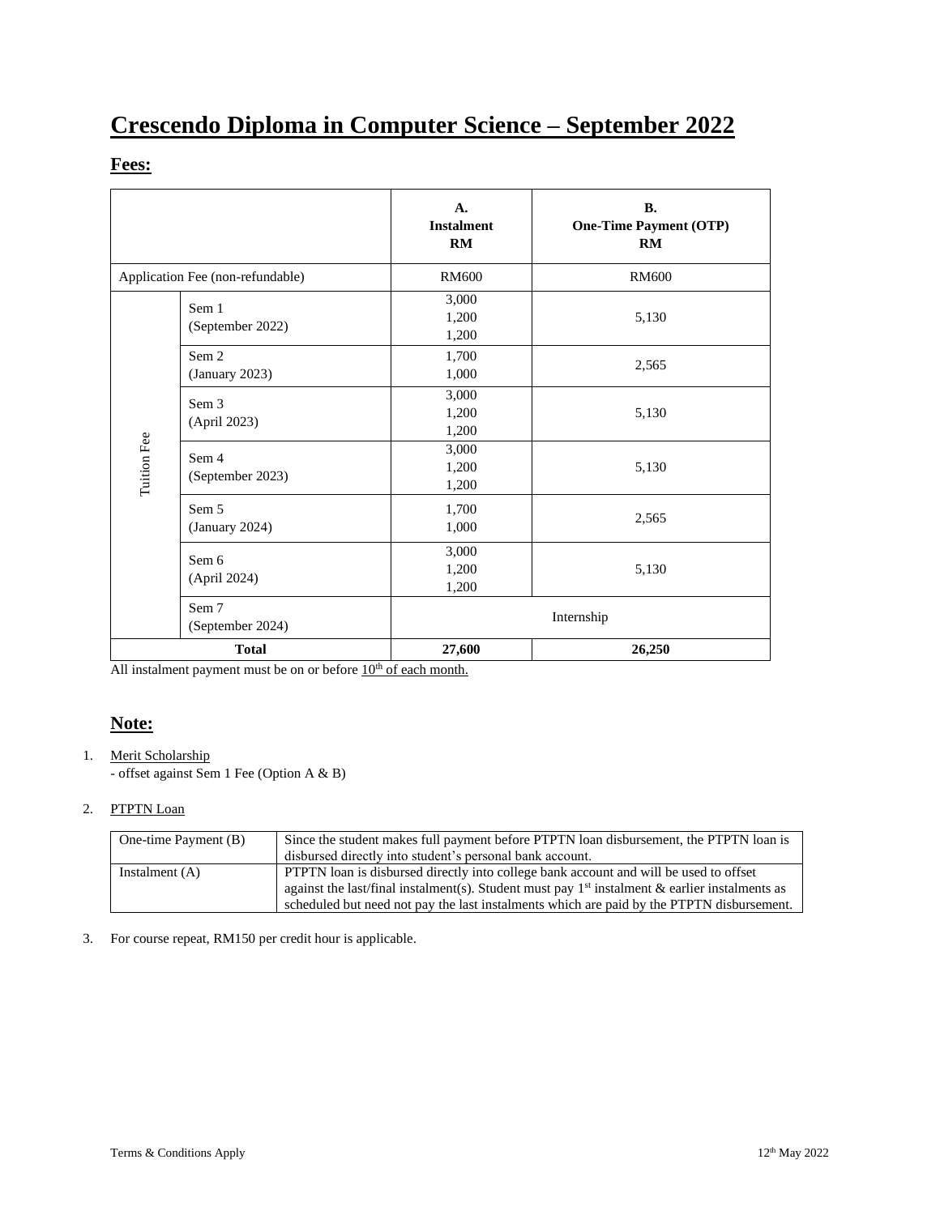# Crescendo Diploma in Computer Science – September 2022

## Fees:

| | | A. Instalment RM | B. One-Time Payment (OTP) RM |
|---|---|---|---|
| Application Fee (non-refundable) | | RM600 | RM600 |
| Tuition Fee | Sem 1 (September 2022) | 3,000<br>1,200<br>1,200 | 5,130 |
| | Sem 2 (January 2023) | 1,700<br>1,000 | 2,565 |
| | Sem 3 (April 2023) | 3,000<br>1,200<br>1,200 | 5,130 |
| | Sem 4 (September 2023) | 3,000<br>1,200<br>1,200 | 5,130 |
| | Sem 5 (January 2024) | 1,700<br>1,000 | 2,565 |
| | Sem 6 (April 2024) | 3,000<br>1,200<br>1,200 | 5,130 |
| | Sem 7 (September 2024) | Internship | |
| **Total** | | **27,600** | **26,250** |

All instalment payment must be on or before 10th of each month.

## Note:

1. Merit Scholarship
   - offset against Sem 1 Fee (Option A & B)

2. PTPTN Loan

| One-time Payment (B) | Since the student makes full payment before PTPTN loan disbursement, the PTPTN loan is disbursed directly into student's personal bank account. |
|---|---|
| Instalment (A) | PTPTN loan is disbursed directly into college bank account and will be used to offset against the last/final instalment(s). Student must pay 1st instalment & earlier instalments as scheduled but need not pay the last instalments which are paid by the PTPTN disbursement. |

3. For course repeat, RM150 per credit hour is applicable.

Terms & Conditions Apply

12th May 2022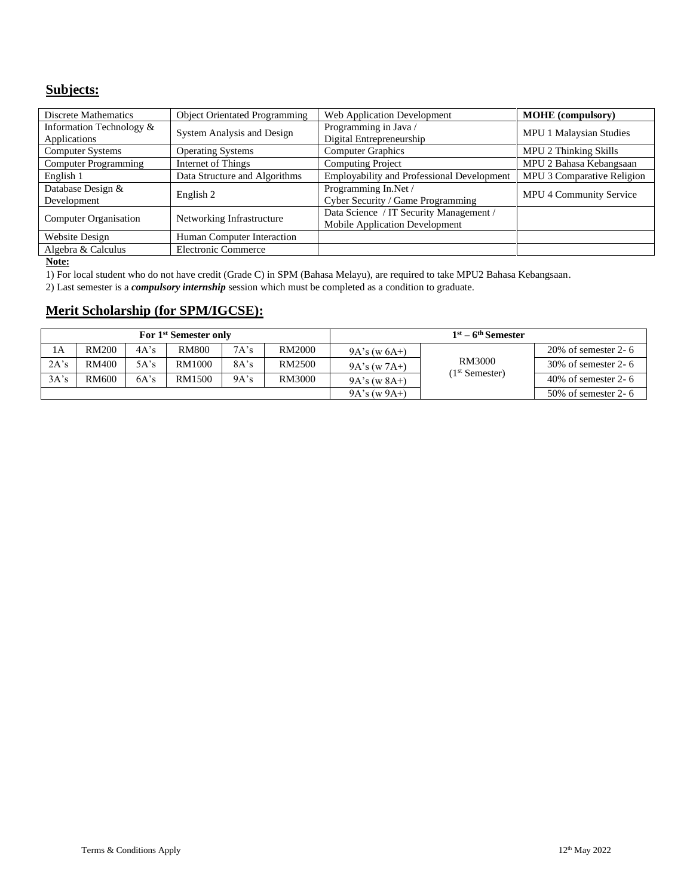## Subjects:

| | | | |
|---|---|---|---|
| Discrete Mathematics | Object Orientated Programming | Web Application Development | **MOHE (compulsory)** |
| Information Technology & Applications | System Analysis and Design | Programming in Java / Digital Entrepreneurship | MPU 1 Malaysian Studies |
| Computer Systems | Operating Systems | Computer Graphics | MPU 2 Thinking Skills |
| Computer Programming | Internet of Things | Computing Project | MPU 2 Bahasa Kebangsaan |
| English 1 | Data Structure and Algorithms | Employability and Professional Development | MPU 3 Comparative Religion |
| Database Design & Development | English 2 | Programming In.Net / Cyber Security / Game Programming | MPU 4 Community Service |
| Computer Organisation | Networking Infrastructure | Data Science / IT Security Management / Mobile Application Development | |
| Website Design | Human Computer Interaction | | |
| Algebra & Calculus | Electronic Commerce | | |

**Note:**

1) For local student who do not have credit (Grade C) in SPM (Bahasa Melayu), are required to take MPU2 Bahasa Kebangsaan.

2) Last semester is a ***compulsory internship*** session which must be completed as a condition to graduate.

## Merit Scholarship (for SPM/IGCSE):

| For 1st Semester only | | | | | | 1st – 6th Semester | | |
|---|---|---|---|---|---|---|---|---|
| 1A | RM200 | 4A's | RM800 | 7A's | RM2000 | 9A's (w 6A+) | RM3000 (1st Semester) | 20% of semester 2- 6 |
| 2A's | RM400 | 5A's | RM1000 | 8A's | RM2500 | 9A's (w 7A+) | | 30% of semester 2- 6 |
| 3A's | RM600 | 6A's | RM1500 | 9A's | RM3000 | 9A's (w 8A+) | | 40% of semester 2- 6 |
| | | | | | | 9A's (w 9A+) | | 50% of semester 2- 6 |

Terms & Conditions Apply

12th May 2022